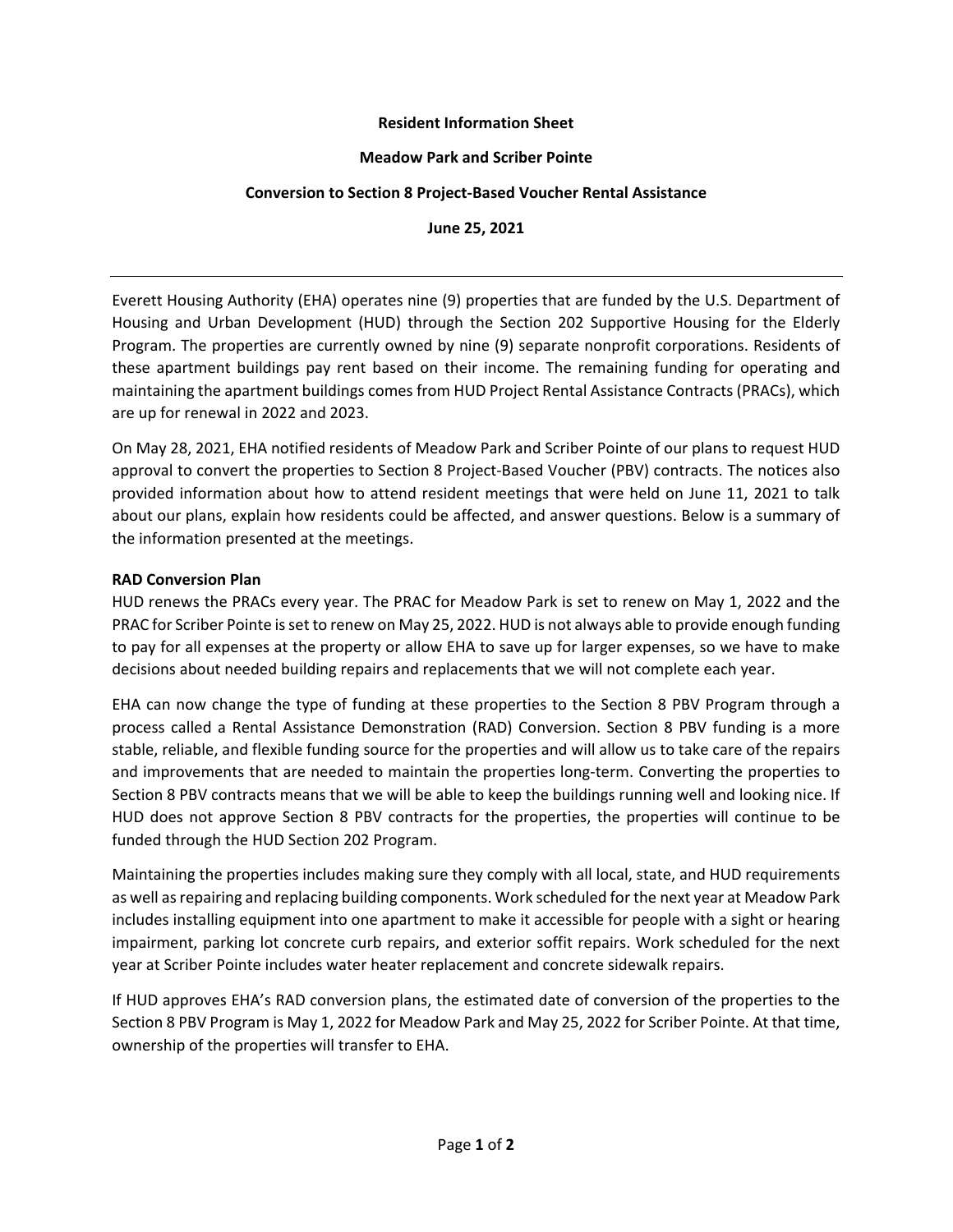**Resident Information Sheet**

**Meadow Park and Scriber Pointe**

**Conversion to Section 8 Project-Based Voucher Rental Assistance**

**June 25, 2021**

---

Everett Housing Authority (EHA) operates nine (9) properties that are funded by the U.S. Department of Housing and Urban Development (HUD) through the Section 202 Supportive Housing for the Elderly Program. The properties are currently owned by nine (9) separate nonprofit corporations. Residents of these apartment buildings pay rent based on their income. The remaining funding for operating and maintaining the apartment buildings comes from HUD Project Rental Assistance Contracts (PRACs), which are up for renewal in 2022 and 2023.

On May 28, 2021, EHA notified residents of Meadow Park and Scriber Pointe of our plans to request HUD approval to convert the properties to Section 8 Project-Based Voucher (PBV) contracts. The notices also provided information about how to attend resident meetings that were held on June 11, 2021 to talk about our plans, explain how residents could be affected, and answer questions. Below is a summary of the information presented at the meetings.

**RAD Conversion Plan**

HUD renews the PRACs every year. The PRAC for Meadow Park is set to renew on May 1, 2022 and the PRAC for Scriber Pointe is set to renew on May 25, 2022. HUD is not always able to provide enough funding to pay for all expenses at the property or allow EHA to save up for larger expenses, so we have to make decisions about needed building repairs and replacements that we will not complete each year.

EHA can now change the type of funding at these properties to the Section 8 PBV Program through a process called a Rental Assistance Demonstration (RAD) Conversion. Section 8 PBV funding is a more stable, reliable, and flexible funding source for the properties and will allow us to take care of the repairs and improvements that are needed to maintain the properties long-term. Converting the properties to Section 8 PBV contracts means that we will be able to keep the buildings running well and looking nice. If HUD does not approve Section 8 PBV contracts for the properties, the properties will continue to be funded through the HUD Section 202 Program.

Maintaining the properties includes making sure they comply with all local, state, and HUD requirements as well as repairing and replacing building components. Work scheduled for the next year at Meadow Park includes installing equipment into one apartment to make it accessible for people with a sight or hearing impairment, parking lot concrete curb repairs, and exterior soffit repairs. Work scheduled for the next year at Scriber Pointe includes water heater replacement and concrete sidewalk repairs.

If HUD approves EHA's RAD conversion plans, the estimated date of conversion of the properties to the Section 8 PBV Program is May 1, 2022 for Meadow Park and May 25, 2022 for Scriber Pointe. At that time, ownership of the properties will transfer to EHA.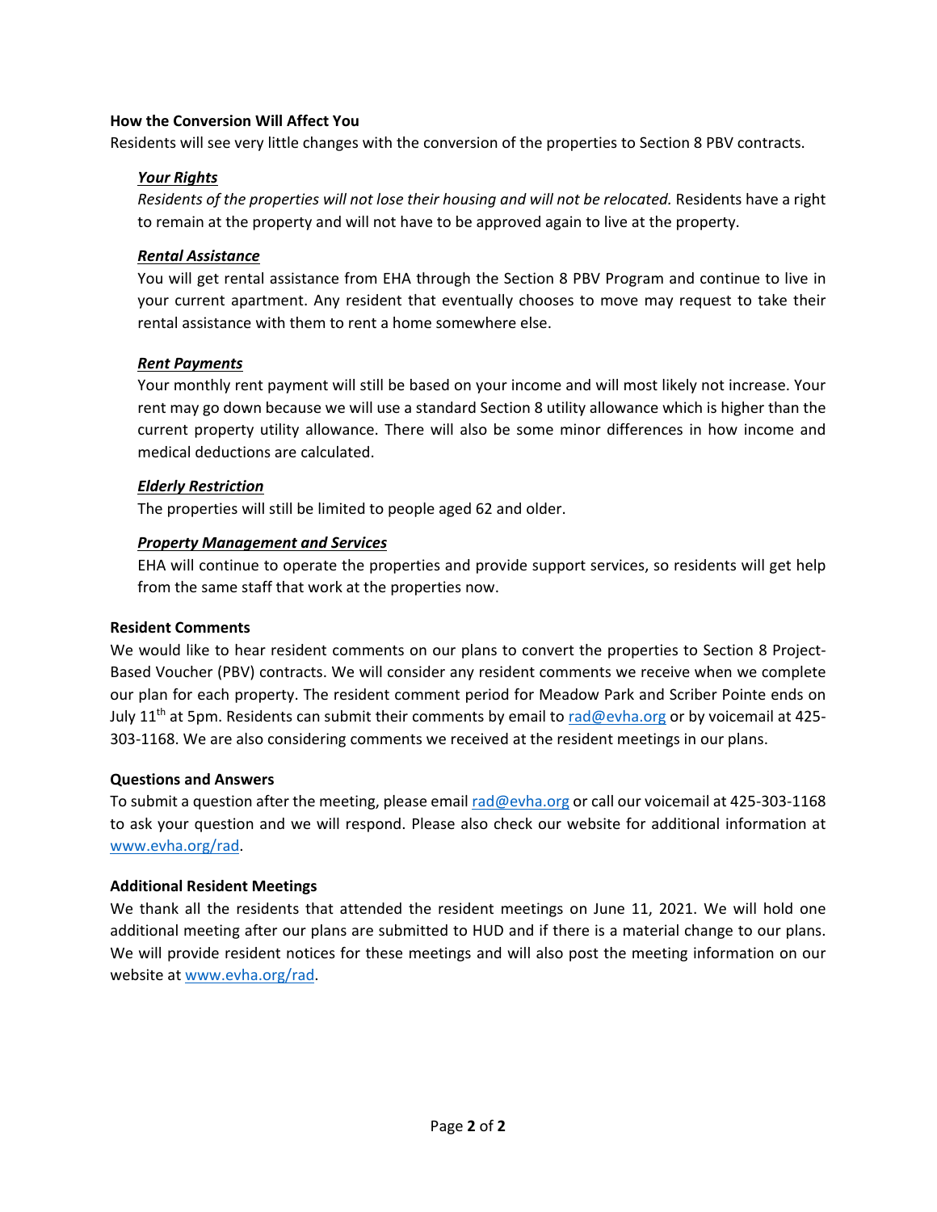**How the Conversion Will Affect You**

Residents will see very little changes with the conversion of the properties to Section 8 PBV contracts.

***Your Rights***

*Residents of the properties will not lose their housing and will not be relocated.* Residents have a right to remain at the property and will not have to be approved again to live at the property.

***Rental Assistance***

You will get rental assistance from EHA through the Section 8 PBV Program and continue to live in your current apartment. Any resident that eventually chooses to move may request to take their rental assistance with them to rent a home somewhere else.

***Rent Payments***

Your monthly rent payment will still be based on your income and will most likely not increase. Your rent may go down because we will use a standard Section 8 utility allowance which is higher than the current property utility allowance. There will also be some minor differences in how income and medical deductions are calculated.

***Elderly Restriction***

The properties will still be limited to people aged 62 and older.

***Property Management and Services***

EHA will continue to operate the properties and provide support services, so residents will get help from the same staff that work at the properties now.

**Resident Comments**

We would like to hear resident comments on our plans to convert the properties to Section 8 Project-Based Voucher (PBV) contracts. We will consider any resident comments we receive when we complete our plan for each property. The resident comment period for Meadow Park and Scriber Pointe ends on July 11th at 5pm. Residents can submit their comments by email to rad@evha.org or by voicemail at 425-303-1168. We are also considering comments we received at the resident meetings in our plans.

**Questions and Answers**

To submit a question after the meeting, please email rad@evha.org or call our voicemail at 425-303-1168 to ask your question and we will respond. Please also check our website for additional information at www.evha.org/rad.

**Additional Resident Meetings**

We thank all the residents that attended the resident meetings on June 11, 2021. We will hold one additional meeting after our plans are submitted to HUD and if there is a material change to our plans. We will provide resident notices for these meetings and will also post the meeting information on our website at www.evha.org/rad.